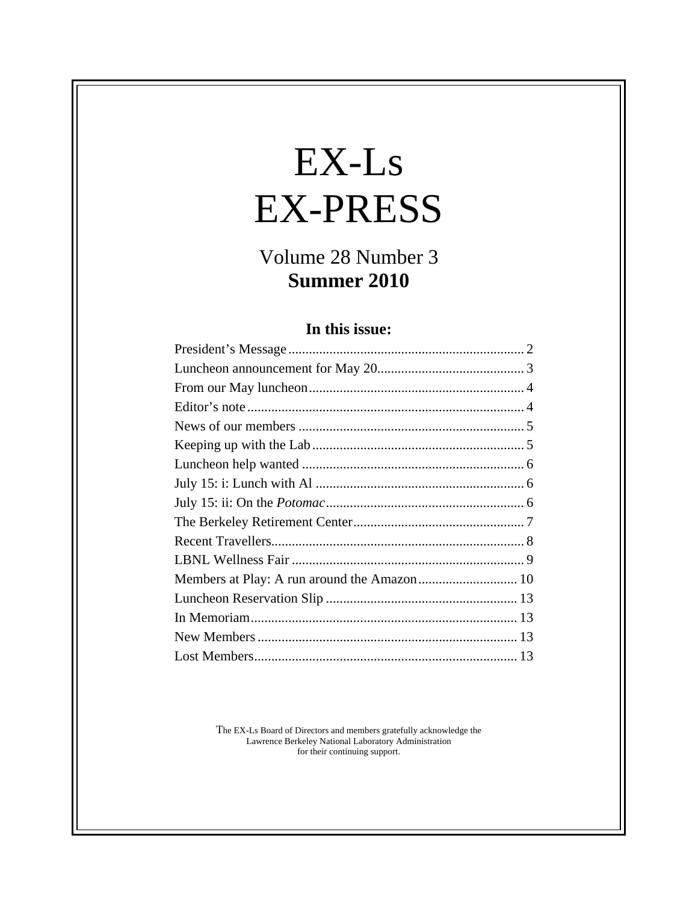# EX-Ls EX-PRESS

## Volume 28 Number 3
## **Summer 2010**

### In this issue:

| | |
|---|---|
| President's Message | 2 |
| Luncheon announcement for May 20 | 3 |
| From our May luncheon | 4 |
| Editor's note | 4 |
| News of our members | 5 |
| Keeping up with the Lab | 5 |
| Luncheon help wanted | 6 |
| July 15: i: Lunch with Al | 6 |
| July 15: ii: On the *Potomac* | 6 |
| The Berkeley Retirement Center | 7 |
| Recent Travellers | 8 |
| LBNL Wellness Fair | 9 |
| Members at Play: A run around the Amazon | 10 |
| Luncheon Reservation Slip | 13 |
| In Memoriam | 13 |
| New Members | 13 |
| Lost Members | 13 |

The EX-Ls Board of Directors and members gratefully acknowledge the Lawrence Berkeley National Laboratory Administration for their continuing support.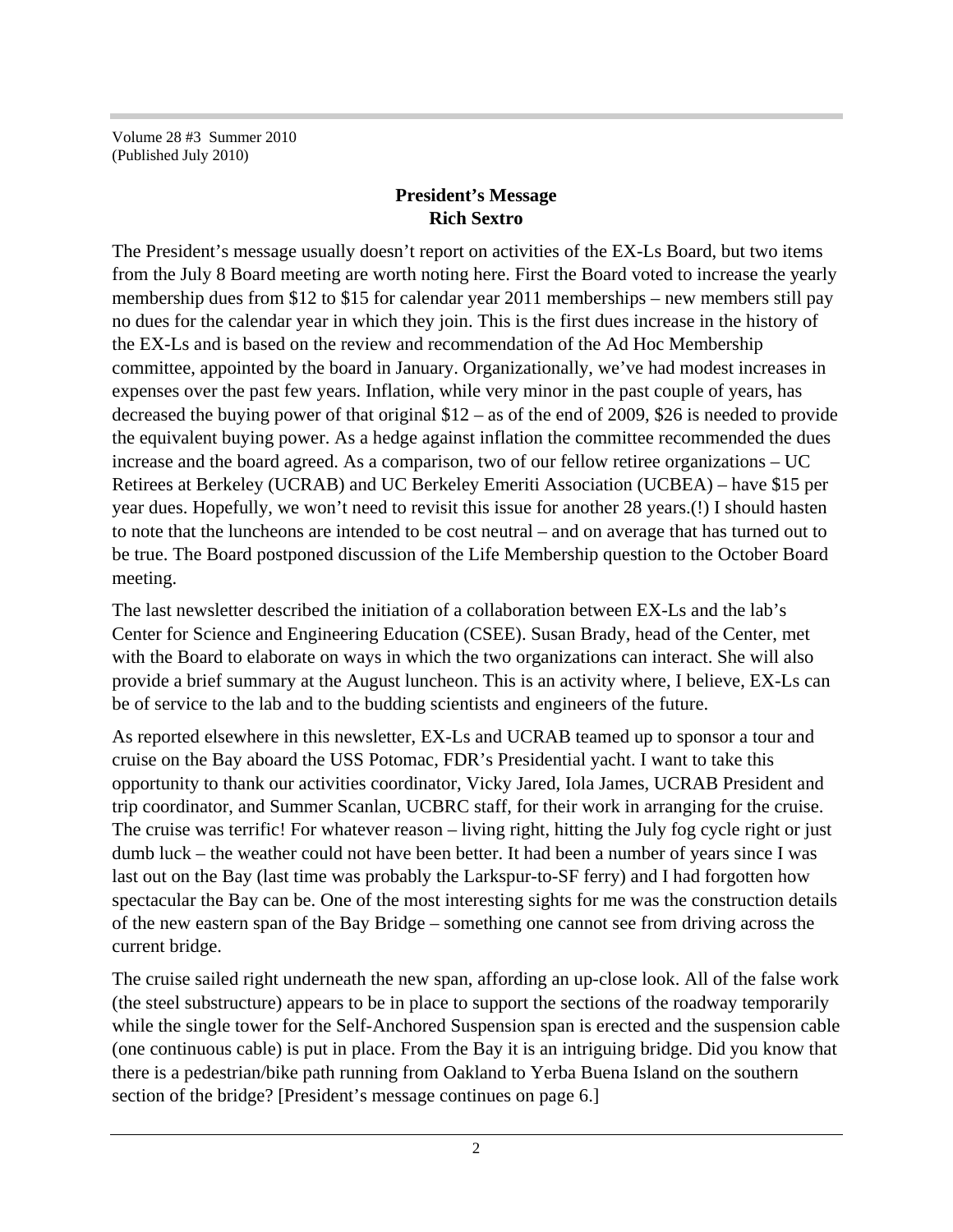Volume 28 #3 Summer 2010
(Published July 2010)

## President's Message
### Rich Sextro

The President's message usually doesn't report on activities of the EX-Ls Board, but two items from the July 8 Board meeting are worth noting here. First the Board voted to increase the yearly membership dues from $12 to $15 for calendar year 2011 memberships – new members still pay no dues for the calendar year in which they join. This is the first dues increase in the history of the EX-Ls and is based on the review and recommendation of the Ad Hoc Membership committee, appointed by the board in January. Organizationally, we've had modest increases in expenses over the past few years. Inflation, while very minor in the past couple of years, has decreased the buying power of that original $12 – as of the end of 2009, $26 is needed to provide the equivalent buying power. As a hedge against inflation the committee recommended the dues increase and the board agreed. As a comparison, two of our fellow retiree organizations – UC Retirees at Berkeley (UCRAB) and UC Berkeley Emeriti Association (UCBEA) – have $15 per year dues. Hopefully, we won't need to revisit this issue for another 28 years.(!) I should hasten to note that the luncheons are intended to be cost neutral – and on average that has turned out to be true. The Board postponed discussion of the Life Membership question to the October Board meeting.

The last newsletter described the initiation of a collaboration between EX-Ls and the lab's Center for Science and Engineering Education (CSEE). Susan Brady, head of the Center, met with the Board to elaborate on ways in which the two organizations can interact. She will also provide a brief summary at the August luncheon. This is an activity where, I believe, EX-Ls can be of service to the lab and to the budding scientists and engineers of the future.

As reported elsewhere in this newsletter, EX-Ls and UCRAB teamed up to sponsor a tour and cruise on the Bay aboard the USS Potomac, FDR's Presidential yacht. I want to take this opportunity to thank our activities coordinator, Vicky Jared, Iola James, UCRAB President and trip coordinator, and Summer Scanlan, UCBRC staff, for their work in arranging for the cruise. The cruise was terrific! For whatever reason – living right, hitting the July fog cycle right or just dumb luck – the weather could not have been better. It had been a number of years since I was last out on the Bay (last time was probably the Larkspur-to-SF ferry) and I had forgotten how spectacular the Bay can be. One of the most interesting sights for me was the construction details of the new eastern span of the Bay Bridge – something one cannot see from driving across the current bridge.

The cruise sailed right underneath the new span, affording an up-close look. All of the false work (the steel substructure) appears to be in place to support the sections of the roadway temporarily while the single tower for the Self-Anchored Suspension span is erected and the suspension cable (one continuous cable) is put in place. From the Bay it is an intriguing bridge. Did you know that there is a pedestrian/bike path running from Oakland to Yerba Buena Island on the southern section of the bridge? [President's message continues on page 6.]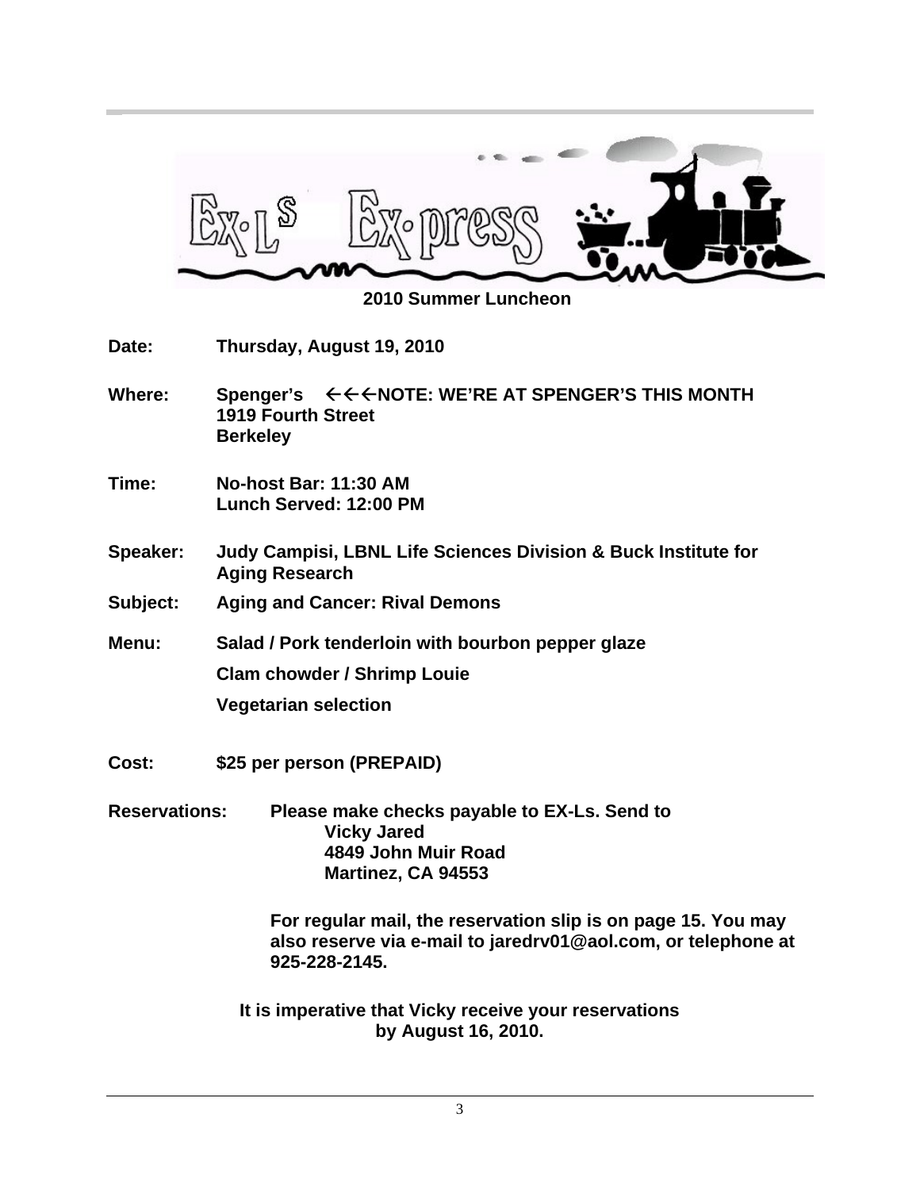# EX-Ls Ex-press

## 2010 Summer Luncheon

**Date:** Thursday, August 19, 2010

**Where:** Spenger's ←←←NOTE: WE'RE AT SPENGER'S THIS MONTH
1919 Fourth Street
Berkeley

**Time:** No-host Bar: 11:30 AM
Lunch Served: 12:00 PM

**Speaker:** Judy Campisi, LBNL Life Sciences Division & Buck Institute for Aging Research

**Subject:** Aging and Cancer: Rival Demons

**Menu:** Salad / Pork tenderloin with bourbon pepper glaze

Clam chowder / Shrimp Louie

Vegetarian selection

**Cost:** $25 per person (PREPAID)

**Reservations:** Please make checks payable to EX-Ls. Send to
Vicky Jared
4849 John Muir Road
Martinez, CA 94553

For regular mail, the reservation slip is on page 15. You may also reserve via e-mail to jaredrv01@aol.com, or telephone at 925-228-2145.

**It is imperative that Vicky receive your reservations by August 16, 2010.**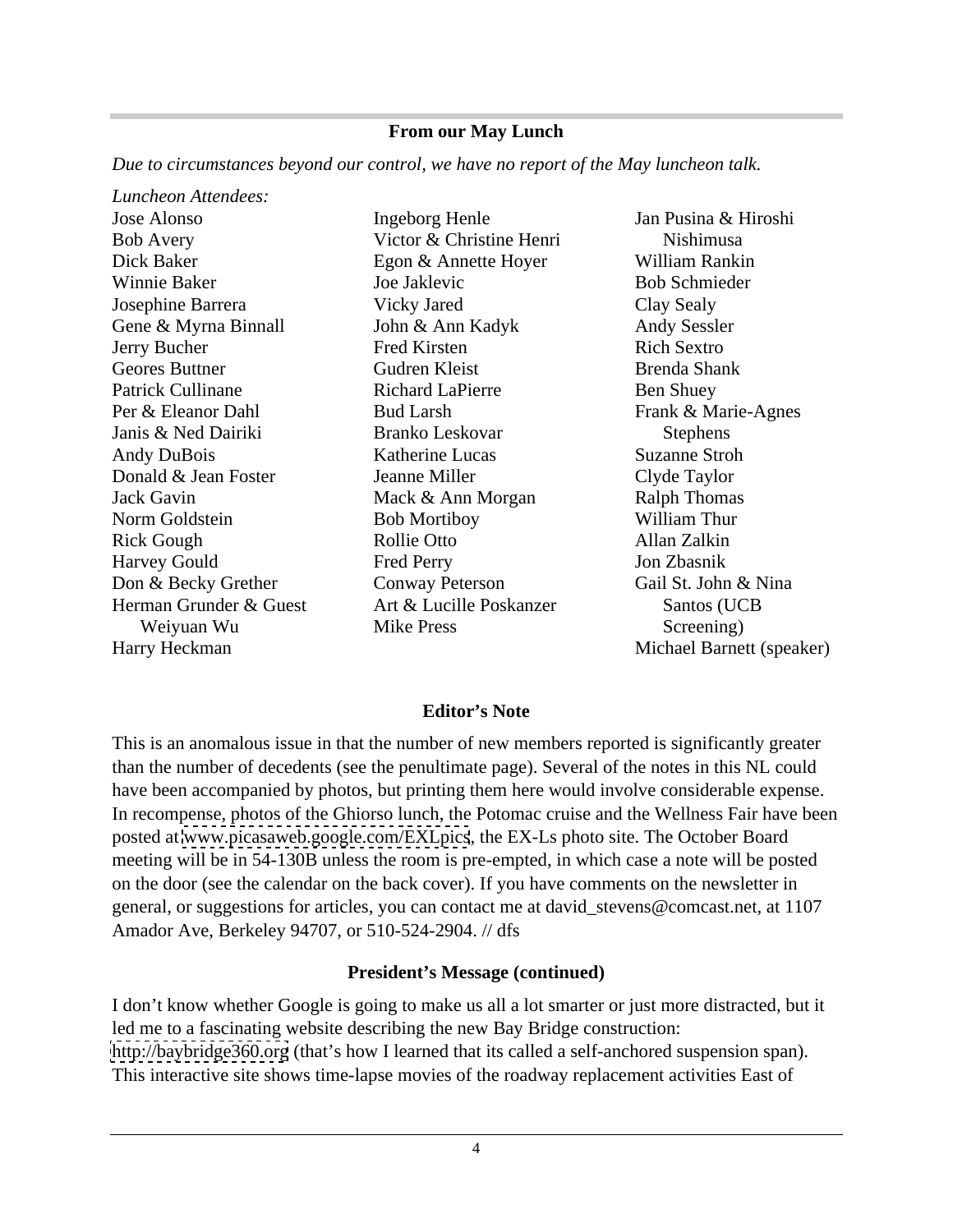## From our May Lunch

*Due to circumstances beyond our control, we have no report of the May luncheon talk.*

*Luncheon Attendees:*

Jose Alonso
Bob Avery
Dick Baker
Winnie Baker
Josephine Barrera
Gene & Myrna Binnall
Jerry Bucher
Geores Buttner
Patrick Cullinane
Per & Eleanor Dahl
Janis & Ned Dairiki
Andy DuBois
Donald & Jean Foster
Jack Gavin
Norm Goldstein
Rick Gough
Harvey Gould
Don & Becky Grether
Herman Grunder & Guest Weiyuan Wu
Harry Heckman
Ingeborg Henle
Victor & Christine Henri
Egon & Annette Hoyer
Joe Jaklevic
Vicky Jared
John & Ann Kadyk
Fred Kirsten
Gudren Kleist
Richard LaPierre
Bud Larsh
Branko Leskovar
Katherine Lucas
Jeanne Miller
Mack & Ann Morgan
Bob Mortiboy
Rollie Otto
Fred Perry
Conway Peterson
Art & Lucille Poskanzer
Mike Press
Jan Pusina & Hiroshi Nishimusa
William Rankin
Bob Schmieder
Clay Sealy
Andy Sessler
Rich Sextro
Brenda Shank
Ben Shuey
Frank & Marie-Agnes Stephens
Suzanne Stroh
Clyde Taylor
Ralph Thomas
William Thur
Allan Zalkin
Jon Zbasnik
Gail St. John & Nina Santos (UCB Screening)
Michael Barnett (speaker)

## Editor's Note

This is an anomalous issue in that the number of new members reported is significantly greater than the number of decedents (see the penultimate page). Several of the notes in this NL could have been accompanied by photos, but printing them here would involve considerable expense. In recompense, photos of the Ghiorso lunch, the Potomac cruise and the Wellness Fair have been posted at www.picasaweb.google.com/EXLpics, the EX-Ls photo site. The October Board meeting will be in 54-130B unless the room is pre-empted, in which case a note will be posted on the door (see the calendar on the back cover). If you have comments on the newsletter in general, or suggestions for articles, you can contact me at david_stevens@comcast.net, at 1107 Amador Ave, Berkeley 94707, or 510-524-2904. // dfs

## President's Message (continued)

I don't know whether Google is going to make us all a lot smarter or just more distracted, but it led me to a fascinating website describing the new Bay Bridge construction: http://baybridge360.org (that's how I learned that its called a self-anchored suspension span). This interactive site shows time-lapse movies of the roadway replacement activities East of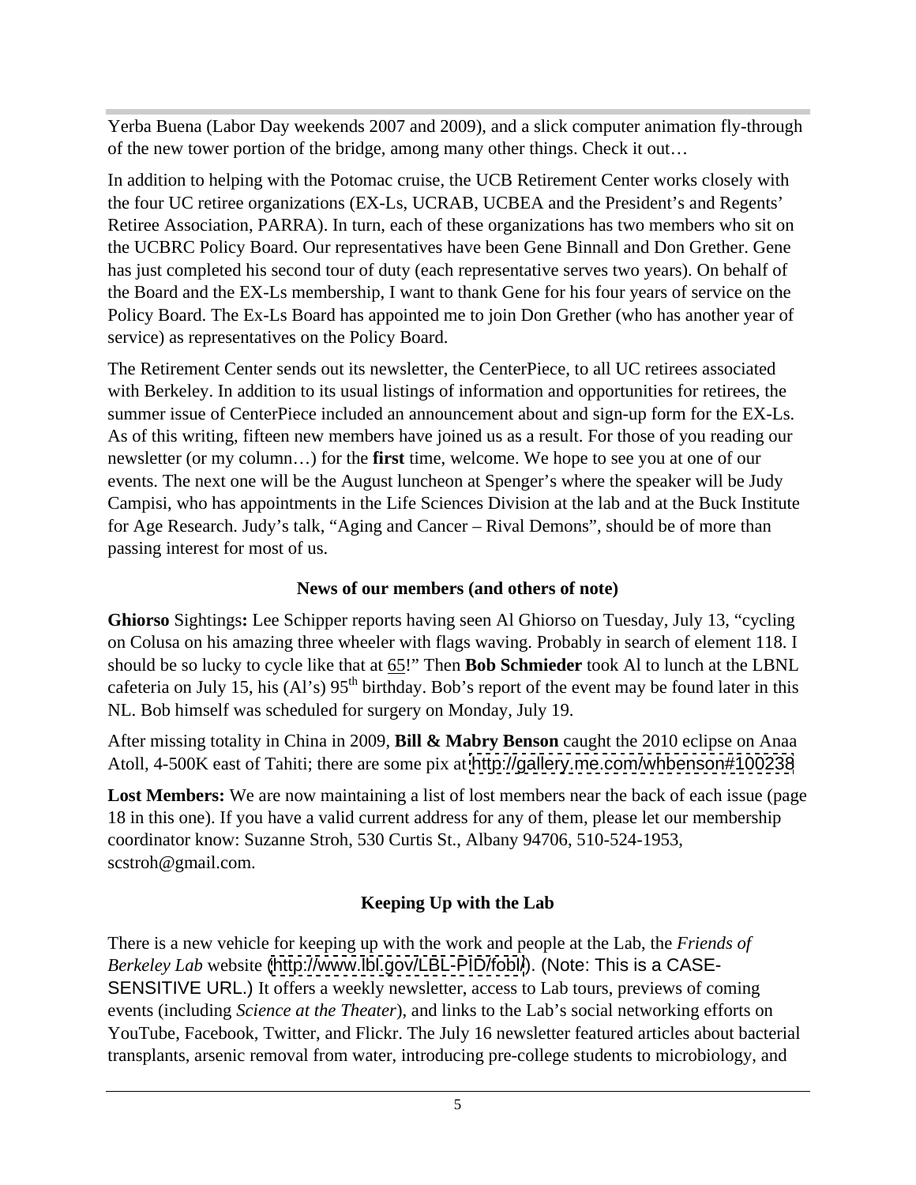Yerba Buena (Labor Day weekends 2007 and 2009), and a slick computer animation fly-through of the new tower portion of the bridge, among many other things. Check it out…

In addition to helping with the Potomac cruise, the UCB Retirement Center works closely with the four UC retiree organizations (EX-Ls, UCRAB, UCBEA and the President's and Regents' Retiree Association, PARRA). In turn, each of these organizations has two members who sit on the UCBRC Policy Board. Our representatives have been Gene Binnall and Don Grether. Gene has just completed his second tour of duty (each representative serves two years). On behalf of the Board and the EX-Ls membership, I want to thank Gene for his four years of service on the Policy Board. The Ex-Ls Board has appointed me to join Don Grether (who has another year of service) as representatives on the Policy Board.

The Retirement Center sends out its newsletter, the CenterPiece, to all UC retirees associated with Berkeley. In addition to its usual listings of information and opportunities for retirees, the summer issue of CenterPiece included an announcement about and sign-up form for the EX-Ls. As of this writing, fifteen new members have joined us as a result. For those of you reading our newsletter (or my column…) for the **first** time, welcome. We hope to see you at one of our events. The next one will be the August luncheon at Spenger's where the speaker will be Judy Campisi, who has appointments in the Life Sciences Division at the lab and at the Buck Institute for Age Research. Judy's talk, "Aging and Cancer – Rival Demons", should be of more than passing interest for most of us.

### News of our members (and others of note)

**Ghiorso** Sightings**:** Lee Schipper reports having seen Al Ghiorso on Tuesday, July 13, "cycling on Colusa on his amazing three wheeler with flags waving. Probably in search of element 118. I should be so lucky to cycle like that at 65!" Then **Bob Schmieder** took Al to lunch at the LBNL cafeteria on July 15, his (Al's) 95th birthday. Bob's report of the event may be found later in this NL. Bob himself was scheduled for surgery on Monday, July 19.

After missing totality in China in 2009, **Bill & Mabry Benson** caught the 2010 eclipse on Anaa Atoll, 4-500K east of Tahiti; there are some pix at http://gallery.me.com/whbenson#100238

**Lost Members:** We are now maintaining a list of lost members near the back of each issue (page 18 in this one). If you have a valid current address for any of them, please let our membership coordinator know: Suzanne Stroh, 530 Curtis St., Albany 94706, 510-524-1953, scstroh@gmail.com.

### Keeping Up with the Lab

There is a new vehicle for keeping up with the work and people at the Lab, the *Friends of Berkeley Lab* website (http://www.lbl.gov/LBL-PID/fobl/). (Note: This is a CASE-SENSITIVE URL.) It offers a weekly newsletter, access to Lab tours, previews of coming events (including *Science at the Theater*), and links to the Lab's social networking efforts on YouTube, Facebook, Twitter, and Flickr. The July 16 newsletter featured articles about bacterial transplants, arsenic removal from water, introducing pre-college students to microbiology, and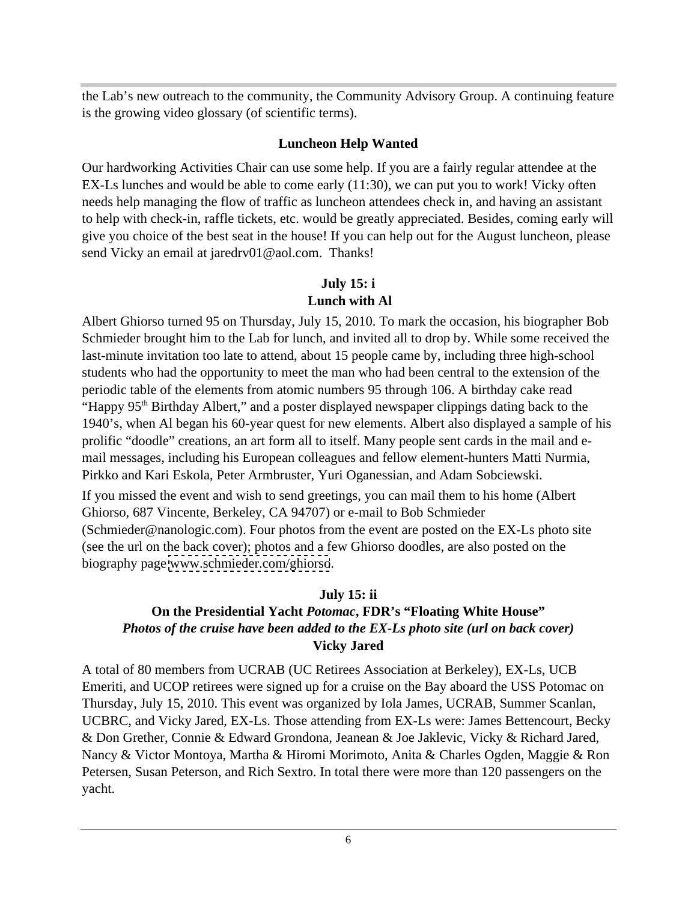the Lab's new outreach to the community, the Community Advisory Group. A continuing feature is the growing video glossary (of scientific terms).

### Luncheon Help Wanted

Our hardworking Activities Chair can use some help. If you are a fairly regular attendee at the EX-Ls lunches and would be able to come early (11:30), we can put you to work! Vicky often needs help managing the flow of traffic as luncheon attendees check in, and having an assistant to help with check-in, raffle tickets, etc. would be greatly appreciated. Besides, coming early will give you choice of the best seat in the house! If you can help out for the August luncheon, please send Vicky an email at jaredrv01@aol.com. Thanks!

### July 15: i
### Lunch with Al

Albert Ghiorso turned 95 on Thursday, July 15, 2010. To mark the occasion, his biographer Bob Schmieder brought him to the Lab for lunch, and invited all to drop by. While some received the last-minute invitation too late to attend, about 15 people came by, including three high-school students who had the opportunity to meet the man who had been central to the extension of the periodic table of the elements from atomic numbers 95 through 106. A birthday cake read "Happy 95th Birthday Albert," and a poster displayed newspaper clippings dating back to the 1940's, when Al began his 60-year quest for new elements. Albert also displayed a sample of his prolific "doodle" creations, an art form all to itself. Many people sent cards in the mail and e-mail messages, including his European colleagues and fellow element-hunters Matti Nurmia, Pirkko and Kari Eskola, Peter Armbruster, Yuri Oganessian, and Adam Sobciewski.

If you missed the event and wish to send greetings, you can mail them to his home (Albert Ghiorso, 687 Vincente, Berkeley, CA 94707) or e-mail to Bob Schmieder (Schmieder@nanologic.com). Four photos from the event are posted on the EX-Ls photo site (see the url on the back cover); photos and a few Ghiorso doodles, are also posted on the biography page www.schmieder.com/ghiorso.

### July 15: ii
### On the Presidential Yacht *Potomac*, FDR's "Floating White House"
***Photos of the cruise have been added to the EX-Ls photo site (url on back cover)***
**Vicky Jared**

A total of 80 members from UCRAB (UC Retirees Association at Berkeley), EX-Ls, UCB Emeriti, and UCOP retirees were signed up for a cruise on the Bay aboard the USS Potomac on Thursday, July 15, 2010. This event was organized by Iola James, UCRAB, Summer Scanlan, UCBRC, and Vicky Jared, EX-Ls. Those attending from EX-Ls were: James Bettencourt, Becky & Don Grether, Connie & Edward Grondona, Jeanean & Joe Jaklevic, Vicky & Richard Jared, Nancy & Victor Montoya, Martha & Hiromi Morimoto, Anita & Charles Ogden, Maggie & Ron Petersen, Susan Peterson, and Rich Sextro. In total there were more than 120 passengers on the yacht.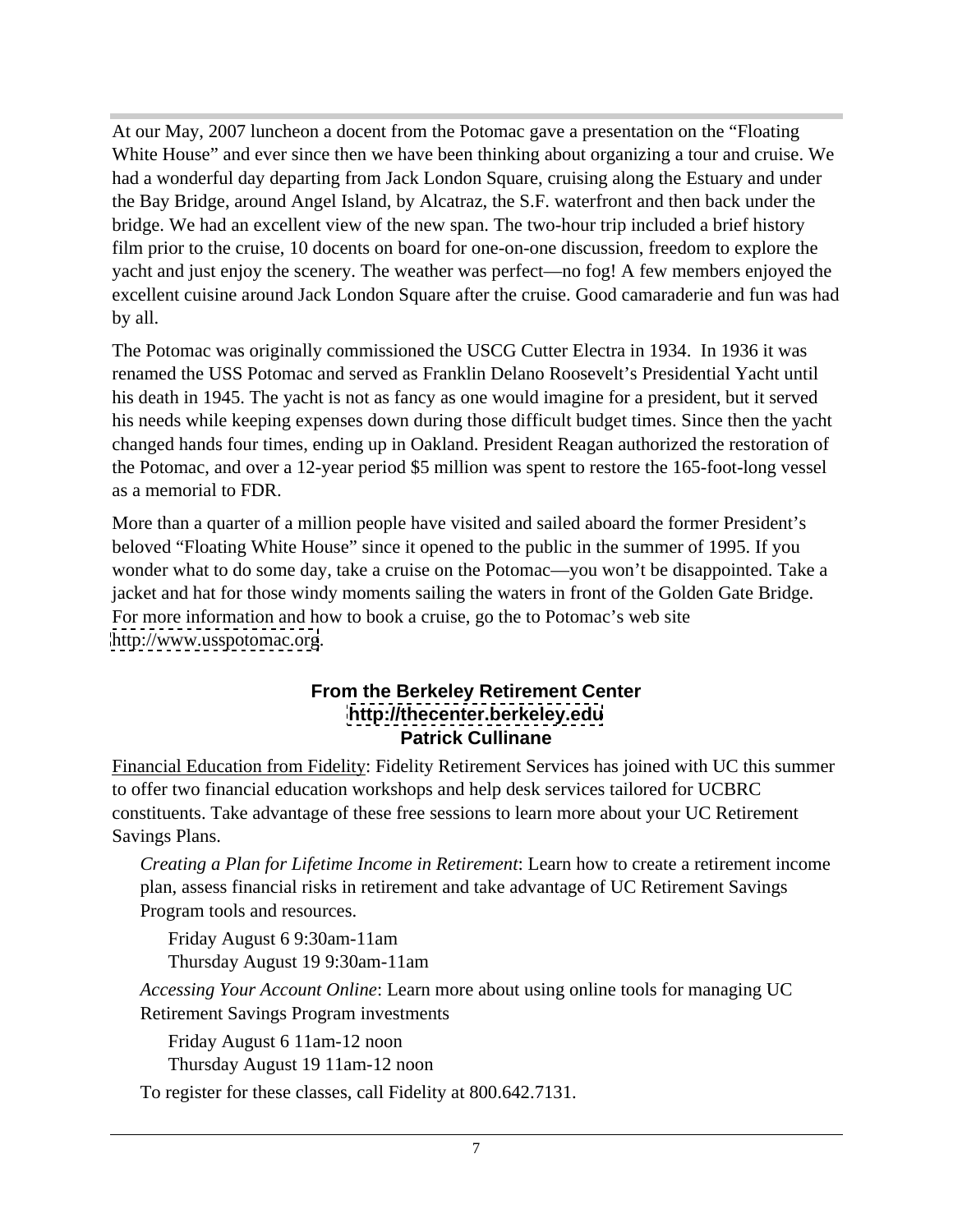At our May, 2007 luncheon a docent from the Potomac gave a presentation on the "Floating White House" and ever since then we have been thinking about organizing a tour and cruise. We had a wonderful day departing from Jack London Square, cruising along the Estuary and under the Bay Bridge, around Angel Island, by Alcatraz, the S.F. waterfront and then back under the bridge. We had an excellent view of the new span. The two-hour trip included a brief history film prior to the cruise, 10 docents on board for one-on-one discussion, freedom to explore the yacht and just enjoy the scenery. The weather was perfect—no fog! A few members enjoyed the excellent cuisine around Jack London Square after the cruise. Good camaraderie and fun was had by all.

The Potomac was originally commissioned the USCG Cutter Electra in 1934. In 1936 it was renamed the USS Potomac and served as Franklin Delano Roosevelt's Presidential Yacht until his death in 1945. The yacht is not as fancy as one would imagine for a president, but it served his needs while keeping expenses down during those difficult budget times. Since then the yacht changed hands four times, ending up in Oakland. President Reagan authorized the restoration of the Potomac, and over a 12-year period $5 million was spent to restore the 165-foot-long vessel as a memorial to FDR.

More than a quarter of a million people have visited and sailed aboard the former President's beloved "Floating White House" since it opened to the public in the summer of 1995. If you wonder what to do some day, take a cruise on the Potomac—you won't be disappointed. Take a jacket and hat for those windy moments sailing the waters in front of the Golden Gate Bridge. For more information and how to book a cruise, go the to Potomac's web site http://www.usspotomac.org.

## From the Berkeley Retirement Center
**http://thecenter.berkeley.edu**
**Patrick Cullinane**

Financial Education from Fidelity: Fidelity Retirement Services has joined with UC this summer to offer two financial education workshops and help desk services tailored for UCBRC constituents. Take advantage of these free sessions to learn more about your UC Retirement Savings Plans.

*Creating a Plan for Lifetime Income in Retirement*: Learn how to create a retirement income plan, assess financial risks in retirement and take advantage of UC Retirement Savings Program tools and resources.

Friday August 6 9:30am-11am
Thursday August 19 9:30am-11am

*Accessing Your Account Online*: Learn more about using online tools for managing UC Retirement Savings Program investments

Friday August 6 11am-12 noon
Thursday August 19 11am-12 noon

To register for these classes, call Fidelity at 800.642.7131.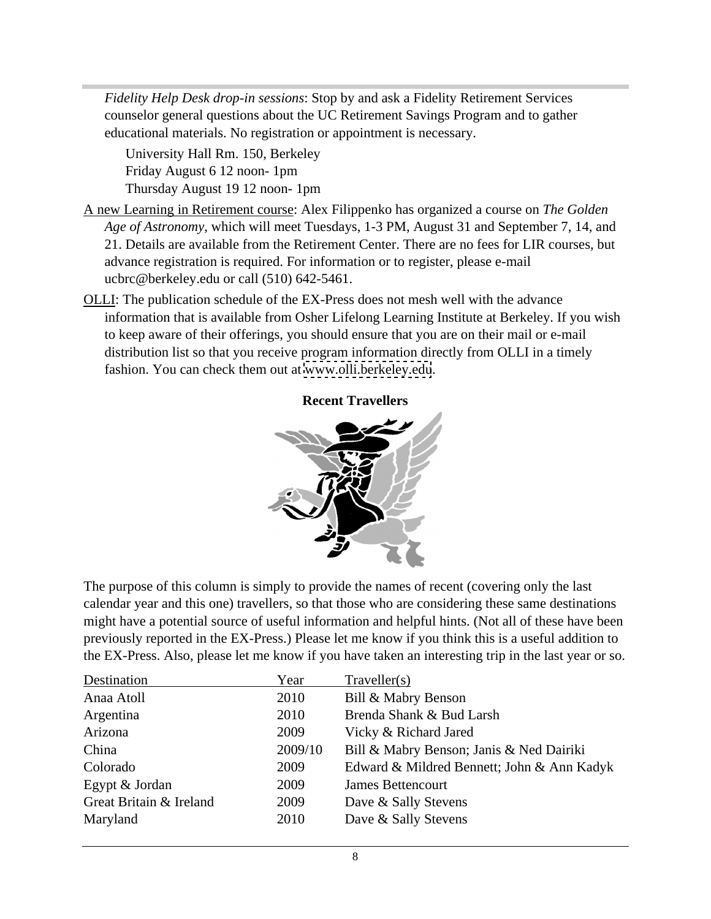*Fidelity Help Desk drop-in sessions*: Stop by and ask a Fidelity Retirement Services counselor general questions about the UC Retirement Savings Program and to gather educational materials. No registration or appointment is necessary.

University Hall Rm. 150, Berkeley
Friday August 6 12 noon- 1pm
Thursday August 19 12 noon- 1pm

A new Learning in Retirement course: Alex Filippenko has organized a course on *The Golden Age of Astronomy*, which will meet Tuesdays, 1-3 PM, August 31 and September 7, 14, and 21. Details are available from the Retirement Center. There are no fees for LIR courses, but advance registration is required. For information or to register, please e-mail ucbrc@berkeley.edu or call (510) 642-5461.

OLLI: The publication schedule of the EX-Press does not mesh well with the advance information that is available from Osher Lifelong Learning Institute at Berkeley. If you wish to keep aware of their offerings, you should ensure that you are on their mail or e-mail distribution list so that you receive program information directly from OLLI in a timely fashion. You can check them out at www.olli.berkeley.edu.

**Recent Travellers**

The purpose of this column is simply to provide the names of recent (covering only the last calendar year and this one) travellers, so that those who are considering these same destinations might have a potential source of useful information and helpful hints. (Not all of these have been previously reported in the EX-Press.) Please let me know if you think this is a useful addition to the EX-Press. Also, please let me know if you have taken an interesting trip in the last year or so.

| Destination | Year | Traveller(s) |
|---|---|---|
| Anaa Atoll | 2010 | Bill & Mabry Benson |
| Argentina | 2010 | Brenda Shank & Bud Larsh |
| Arizona | 2009 | Vicky & Richard Jared |
| China | 2009/10 | Bill & Mabry Benson; Janis & Ned Dairiki |
| Colorado | 2009 | Edward & Mildred Bennett; John & Ann Kadyk |
| Egypt & Jordan | 2009 | James Bettencourt |
| Great Britain & Ireland | 2009 | Dave & Sally Stevens |
| Maryland | 2010 | Dave & Sally Stevens |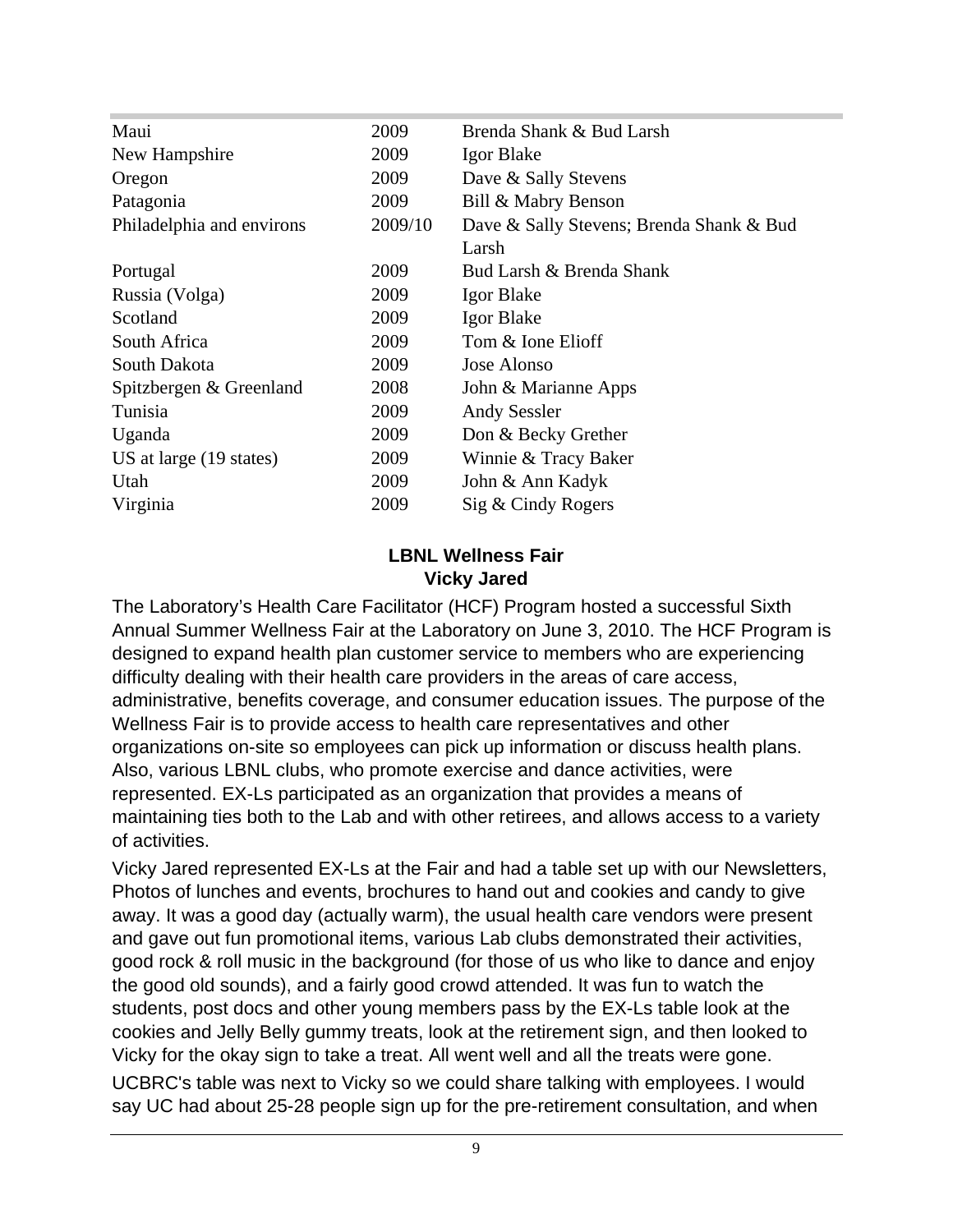| | | |
|---|---|---|
| Maui | 2009 | Brenda Shank & Bud Larsh |
| New Hampshire | 2009 | Igor Blake |
| Oregon | 2009 | Dave & Sally Stevens |
| Patagonia | 2009 | Bill & Mabry Benson |
| Philadelphia and environs | 2009/10 | Dave & Sally Stevens; Brenda Shank & Bud Larsh |
| Portugal | 2009 | Bud Larsh & Brenda Shank |
| Russia (Volga) | 2009 | Igor Blake |
| Scotland | 2009 | Igor Blake |
| South Africa | 2009 | Tom & Ione Elioff |
| South Dakota | 2009 | Jose Alonso |
| Spitzbergen & Greenland | 2008 | John & Marianne Apps |
| Tunisia | 2009 | Andy Sessler |
| Uganda | 2009 | Don & Becky Grether |
| US at large (19 states) | 2009 | Winnie & Tracy Baker |
| Utah | 2009 | John & Ann Kadyk |
| Virginia | 2009 | Sig & Cindy Rogers |

## LBNL Wellness Fair
**Vicky Jared**

The Laboratory's Health Care Facilitator (HCF) Program hosted a successful Sixth Annual Summer Wellness Fair at the Laboratory on June 3, 2010. The HCF Program is designed to expand health plan customer service to members who are experiencing difficulty dealing with their health care providers in the areas of care access, administrative, benefits coverage, and consumer education issues. The purpose of the Wellness Fair is to provide access to health care representatives and other organizations on-site so employees can pick up information or discuss health plans. Also, various LBNL clubs, who promote exercise and dance activities, were represented. EX-Ls participated as an organization that provides a means of maintaining ties both to the Lab and with other retirees, and allows access to a variety of activities.

Vicky Jared represented EX-Ls at the Fair and had a table set up with our Newsletters, Photos of lunches and events, brochures to hand out and cookies and candy to give away. It was a good day (actually warm), the usual health care vendors were present and gave out fun promotional items, various Lab clubs demonstrated their activities, good rock & roll music in the background (for those of us who like to dance and enjoy the good old sounds), and a fairly good crowd attended. It was fun to watch the students, post docs and other young members pass by the EX-Ls table look at the cookies and Jelly Belly gummy treats, look at the retirement sign, and then looked to Vicky for the okay sign to take a treat. All went well and all the treats were gone.

UCBRC's table was next to Vicky so we could share talking with employees. I would say UC had about 25-28 people sign up for the pre-retirement consultation, and when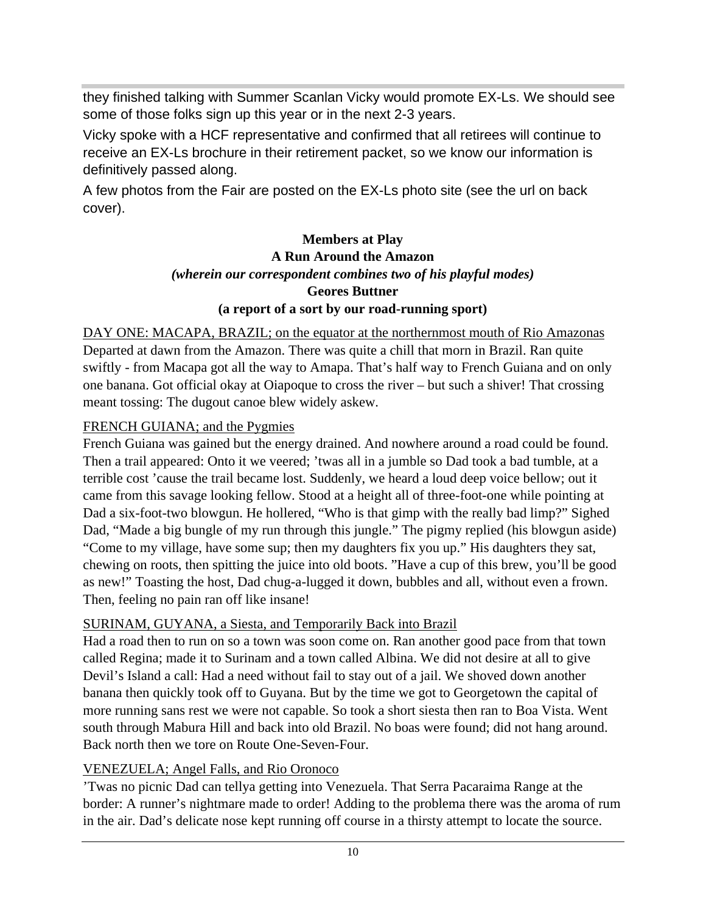they finished talking with Summer Scanlan Vicky would promote EX-Ls. We should see some of those folks sign up this year or in the next 2-3 years.

Vicky spoke with a HCF representative and confirmed that all retirees will continue to receive an EX-Ls brochure in their retirement packet, so we know our information is definitively passed along.

A few photos from the Fair are posted on the EX-Ls photo site (see the url on back cover).

**Members at Play**
**A Run Around the Amazon**
***(wherein our correspondent combines two of his playful modes)***
**Geores Buttner**
**(a report of a sort by our road-running sport)**

DAY ONE: MACAPA, BRAZIL; on the equator at the northernmost mouth of Rio Amazonas
Departed at dawn from the Amazon. There was quite a chill that morn in Brazil. Ran quite swiftly - from Macapa got all the way to Amapa. That's half way to French Guiana and on only one banana. Got official okay at Oiapoque to cross the river – but such a shiver! That crossing meant tossing: The dugout canoe blew widely askew.

FRENCH GUIANA; and the Pygmies
French Guiana was gained but the energy drained. And nowhere around a road could be found. Then a trail appeared: Onto it we veered; 'twas all in a jumble so Dad took a bad tumble, at a terrible cost 'cause the trail became lost. Suddenly, we heard a loud deep voice bellow; out it came from this savage looking fellow. Stood at a height all of three-foot-one while pointing at Dad a six-foot-two blowgun. He hollered, "Who is that gimp with the really bad limp?" Sighed Dad, "Made a big bungle of my run through this jungle." The pigmy replied (his blowgun aside) "Come to my village, have some sup; then my daughters fix you up." His daughters they sat, chewing on roots, then spitting the juice into old boots. "Have a cup of this brew, you'll be good as new!" Toasting the host, Dad chug-a-lugged it down, bubbles and all, without even a frown. Then, feeling no pain ran off like insane!

SURINAM, GUYANA, a Siesta, and Temporarily Back into Brazil
Had a road then to run on so a town was soon come on. Ran another good pace from that town called Regina; made it to Surinam and a town called Albina. We did not desire at all to give Devil's Island a call: Had a need without fail to stay out of a jail. We shoved down another banana then quickly took off to Guyana. But by the time we got to Georgetown the capital of more running sans rest we were not capable. So took a short siesta then ran to Boa Vista. Went south through Mabura Hill and back into old Brazil. No boas were found; did not hang around. Back north then we tore on Route One-Seven-Four.

VENEZUELA; Angel Falls, and Rio Oronoco
'Twas no picnic Dad can tellya getting into Venezuela. That Serra Pacaraima Range at the border: A runner's nightmare made to order! Adding to the problema there was the aroma of rum in the air. Dad's delicate nose kept running off course in a thirsty attempt to locate the source.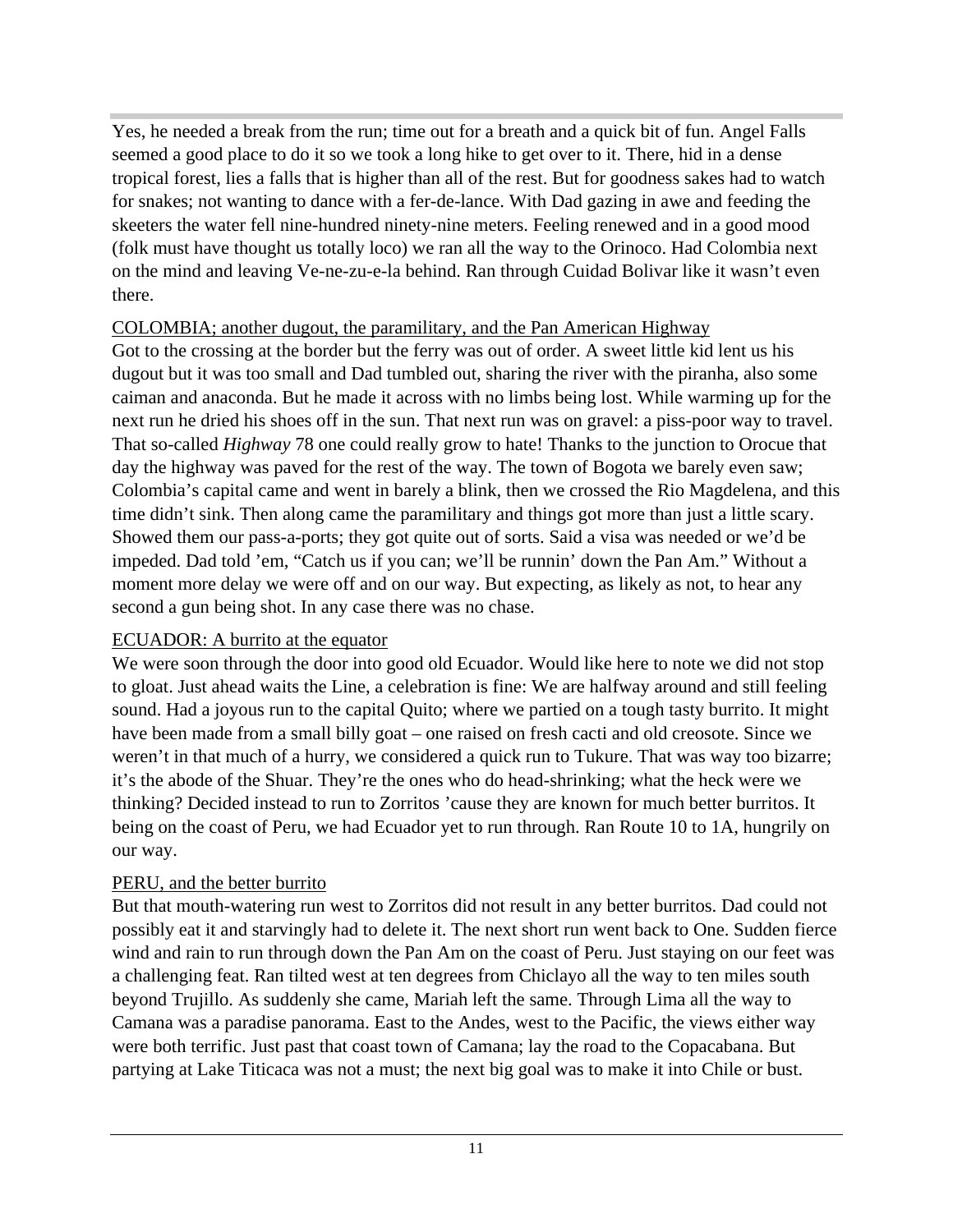Yes, he needed a break from the run; time out for a breath and a quick bit of fun. Angel Falls seemed a good place to do it so we took a long hike to get over to it. There, hid in a dense tropical forest, lies a falls that is higher than all of the rest. But for goodness sakes had to watch for snakes; not wanting to dance with a fer-de-lance. With Dad gazing in awe and feeding the skeeters the water fell nine-hundred ninety-nine meters. Feeling renewed and in a good mood (folk must have thought us totally loco) we ran all the way to the Orinoco. Had Colombia next on the mind and leaving Ve-ne-zu-e-la behind. Ran through Cuidad Bolivar like it wasn't even there.

## COLOMBIA; another dugout, the paramilitary, and the Pan American Highway

Got to the crossing at the border but the ferry was out of order. A sweet little kid lent us his dugout but it was too small and Dad tumbled out, sharing the river with the piranha, also some caiman and anaconda. But he made it across with no limbs being lost. While warming up for the next run he dried his shoes off in the sun. That next run was on gravel: a piss-poor way to travel. That so-called *Highway* 78 one could really grow to hate! Thanks to the junction to Orocue that day the highway was paved for the rest of the way. The town of Bogota we barely even saw; Colombia's capital came and went in barely a blink, then we crossed the Rio Magdelena, and this time didn't sink. Then along came the paramilitary and things got more than just a little scary. Showed them our pass-a-ports; they got quite out of sorts. Said a visa was needed or we'd be impeded. Dad told 'em, "Catch us if you can; we'll be runnin' down the Pan Am." Without a moment more delay we were off and on our way. But expecting, as likely as not, to hear any second a gun being shot. In any case there was no chase.

## ECUADOR: A burrito at the equator

We were soon through the door into good old Ecuador. Would like here to note we did not stop to gloat. Just ahead waits the Line, a celebration is fine: We are halfway around and still feeling sound. Had a joyous run to the capital Quito; where we partied on a tough tasty burrito. It might have been made from a small billy goat – one raised on fresh cacti and old creosote. Since we weren't in that much of a hurry, we considered a quick run to Tukure. That was way too bizarre; it's the abode of the Shuar. They're the ones who do head-shrinking; what the heck were we thinking? Decided instead to run to Zorritos 'cause they are known for much better burritos. It being on the coast of Peru, we had Ecuador yet to run through. Ran Route 10 to 1A, hungrily on our way.

## PERU, and the better burrito

But that mouth-watering run west to Zorritos did not result in any better burritos. Dad could not possibly eat it and starvingly had to delete it. The next short run went back to One. Sudden fierce wind and rain to run through down the Pan Am on the coast of Peru. Just staying on our feet was a challenging feat. Ran tilted west at ten degrees from Chiclayo all the way to ten miles south beyond Trujillo. As suddenly she came, Mariah left the same. Through Lima all the way to Camana was a paradise panorama. East to the Andes, west to the Pacific, the views either way were both terrific. Just past that coast town of Camana; lay the road to the Copacabana. But partying at Lake Titicaca was not a must; the next big goal was to make it into Chile or bust.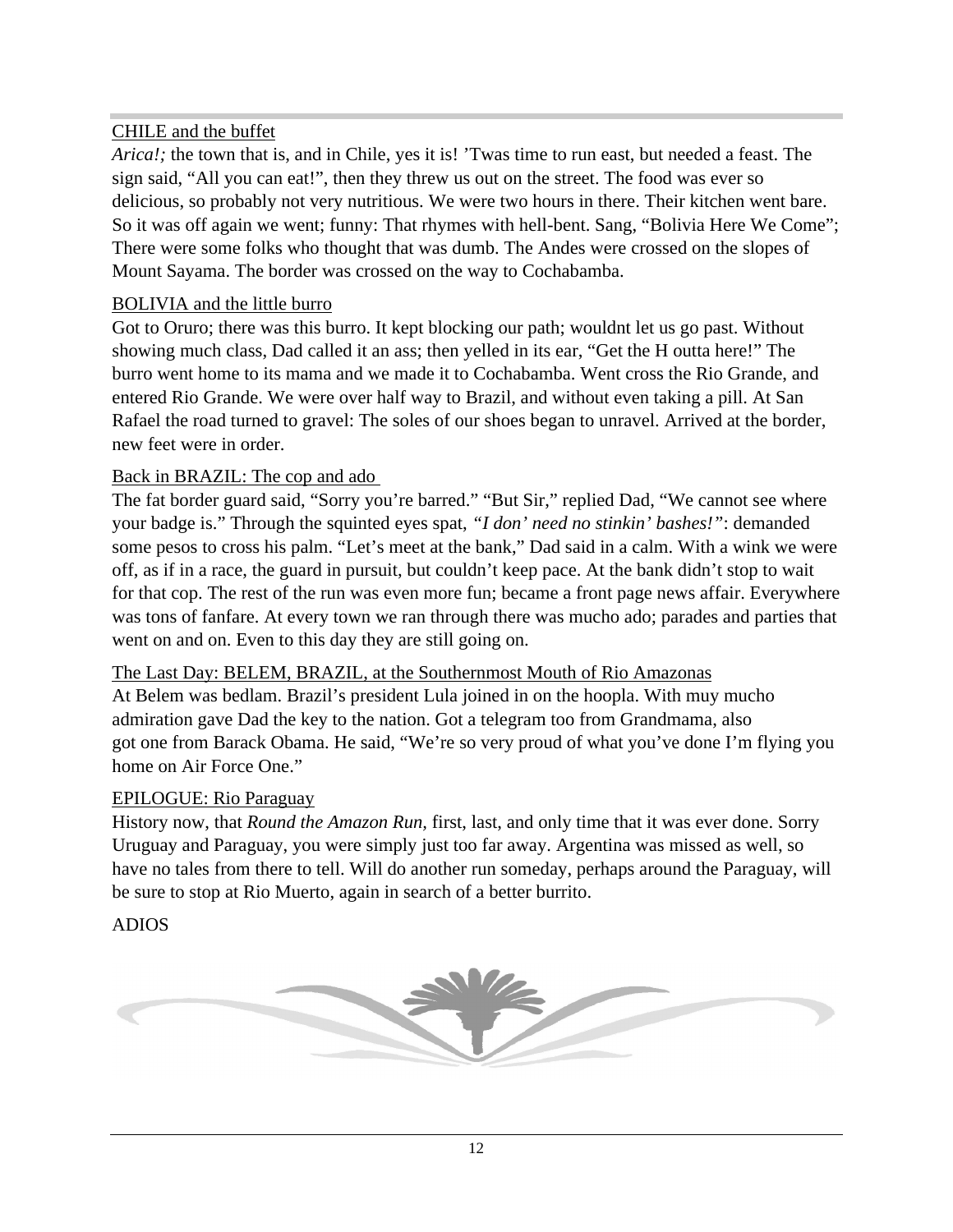CHILE and the buffet

*Arica!;* the town that is, and in Chile, yes it is! 'Twas time to run east, but needed a feast. The sign said, "All you can eat!", then they threw us out on the street. The food was ever so delicious, so probably not very nutritious. We were two hours in there. Their kitchen went bare. So it was off again we went; funny: That rhymes with hell-bent. Sang, "Bolivia Here We Come"; There were some folks who thought that was dumb. The Andes were crossed on the slopes of Mount Sayama. The border was crossed on the way to Cochabamba.

BOLIVIA and the little burro

Got to Oruro; there was this burro. It kept blocking our path; wouldnt let us go past. Without showing much class, Dad called it an ass; then yelled in its ear, "Get the H outta here!" The burro went home to its mama and we made it to Cochabamba. Went cross the Rio Grande, and entered Rio Grande. We were over half way to Brazil, and without even taking a pill. At San Rafael the road turned to gravel: The soles of our shoes began to unravel. Arrived at the border, new feet were in order.

Back in BRAZIL: The cop and ado

The fat border guard said, "Sorry you're barred." "But Sir," replied Dad, "We cannot see where your badge is." Through the squinted eyes spat, *"I don' need no stinkin' bashes!"*: demanded some pesos to cross his palm. "Let's meet at the bank," Dad said in a calm. With a wink we were off, as if in a race, the guard in pursuit, but couldn't keep pace. At the bank didn't stop to wait for that cop. The rest of the run was even more fun; became a front page news affair. Everywhere was tons of fanfare. At every town we ran through there was mucho ado; parades and parties that went on and on. Even to this day they are still going on.

The Last Day: BELEM, BRAZIL, at the Southernmost Mouth of Rio Amazonas

At Belem was bedlam. Brazil's president Lula joined in on the hoopla. With muy mucho admiration gave Dad the key to the nation. Got a telegram too from Grandmama, also got one from Barack Obama. He said, "We're so very proud of what you've done I'm flying you home on Air Force One."

EPILOGUE: Rio Paraguay

History now, that *Round the Amazon Run*, first, last, and only time that it was ever done. Sorry Uruguay and Paraguay, you were simply just too far away. Argentina was missed as well, so have no tales from there to tell. Will do another run someday, perhaps around the Paraguay, will be sure to stop at Rio Muerto, again in search of a better burrito.

ADIOS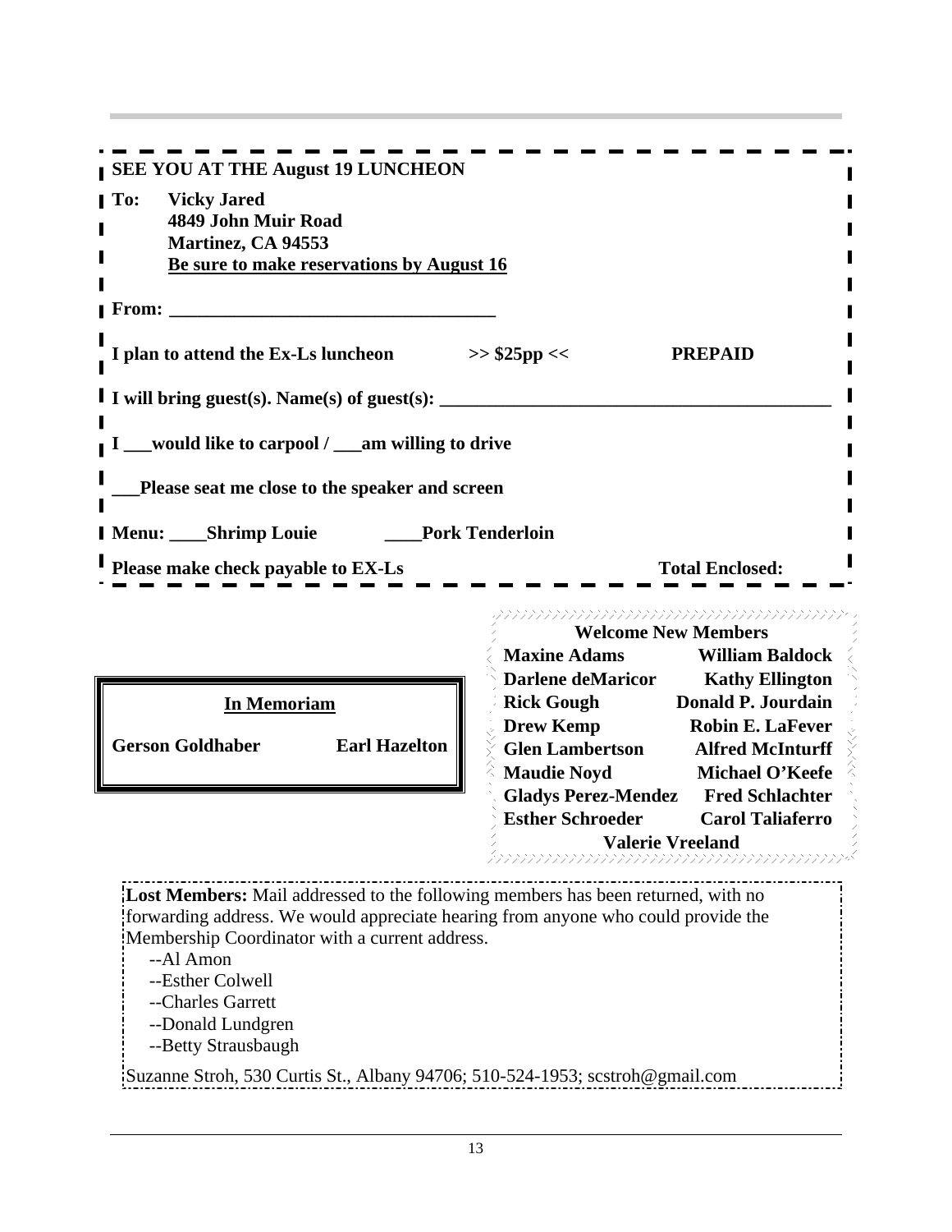**SEE YOU AT THE August 19 LUNCHEON**

**To: Vicky Jared**
**4849 John Muir Road**
**Martinez, CA 94553**
**Be sure to make reservations by August 16**

**From: ___________________________________**

**I plan to attend the Ex-Ls luncheon >> $25pp << PREPAID**

**I will bring guest(s). Name(s) of guest(s): ___________________________________________**

**I ___would like to carpool / ___am willing to drive**

**___Please seat me close to the speaker and screen**

**Menu: ____Shrimp Louie ____Pork Tenderloin**

**Please make check payable to EX-Ls Total Enclosed:**

**In Memoriam**

**Gerson Goldhaber**
**Earl Hazelton**

**Welcome New Members**

| | |
|---|---|
| **Maxine Adams** | **William Baldock** |
| **Darlene deMaricor** | **Kathy Ellington** |
| **Rick Gough** | **Donald P. Jourdain** |
| **Drew Kemp** | **Robin E. LaFever** |
| **Glen Lambertson** | **Alfred McInturff** |
| **Maudie Noyd** | **Michael O'Keefe** |
| **Gladys Perez-Mendez** | **Fred Schlachter** |
| **Esther Schroeder** | **Carol Taliaferro** |
| **Valerie Vreeland** | |

**Lost Members:** Mail addressed to the following members has been returned, with no forwarding address. We would appreciate hearing from anyone who could provide the Membership Coordinator with a current address.

- --Al Amon
- --Esther Colwell
- --Charles Garrett
- --Donald Lundgren
- --Betty Strausbaugh

Suzanne Stroh, 530 Curtis St., Albany 94706; 510-524-1953; scstroh@gmail.com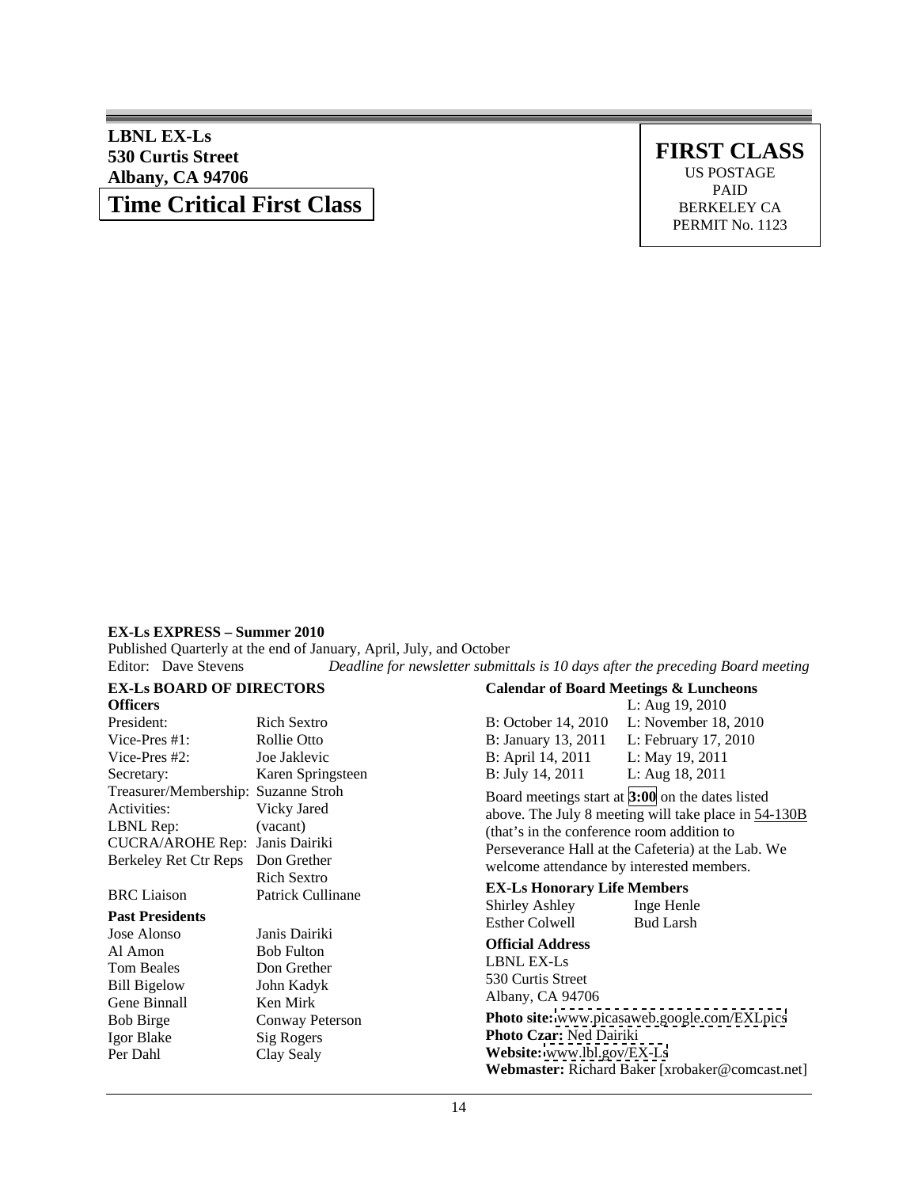**LBNL EX-Ls**
**530 Curtis Street**
**Albany, CA 94706**

**Time Critical First Class**

**FIRST CLASS**
US POSTAGE
PAID
BERKELEY CA
PERMIT No. 1123

**EX-Ls EXPRESS – Summer 2010**
Published Quarterly at the end of January, April, July, and October
Editor: Dave Stevens *Deadline for newsletter submittals is 10 days after the preceding Board meeting*

**EX-Ls BOARD OF DIRECTORS**

**Officers**

| | |
|---|---|
| President: | Rich Sextro |
| Vice-Pres #1: | Rollie Otto |
| Vice-Pres #2: | Joe Jaklevic |
| Secretary: | Karen Springsteen |
| Treasurer/Membership: | Suzanne Stroh |
| Activities: | Vicky Jared |
| LBNL Rep: | (vacant) |
| CUCRA/AROHE Rep: | Janis Dairiki |
| Berkeley Ret Ctr Reps | Don Grether |
| | Rich Sextro |
| BRC Liaison | Patrick Cullinane |

**Past Presidents**

| | |
|---|---|
| Jose Alonso | Janis Dairiki |
| Al Amon | Bob Fulton |
| Tom Beales | Don Grether |
| Bill Bigelow | John Kadyk |
| Gene Binnall | Ken Mirk |
| Bob Birge | Conway Peterson |
| Igor Blake | Sig Rogers |
| Per Dahl | Clay Sealy |

**Calendar of Board Meetings & Luncheons**

| | |
|---|---|
| | L: Aug 19, 2010 |
| B: October 14, 2010 | L: November 18, 2010 |
| B: January 13, 2011 | L: February 17, 2010 |
| B: April 14, 2011 | L: May 19, 2011 |
| B: July 14, 2011 | L: Aug 18, 2011 |

Board meetings start at **3:00** on the dates listed above. The July 8 meeting will take place in 54-130B (that's in the conference room addition to Perseverance Hall at the Cafeteria) at the Lab. We welcome attendance by interested members.

**EX-Ls Honorary Life Members**

| | |
|---|---|
| Shirley Ashley | Inge Henle |
| Esther Colwell | Bud Larsh |

**Official Address**
LBNL EX-Ls
530 Curtis Street
Albany, CA 94706

**Photo site:** www.picasaweb.google.com/EXLpics
**Photo Czar:** Ned Dairiki
**Website:** www.lbl.gov/EX-Ls
**Webmaster:** Richard Baker [xrobaker@comcast.net]